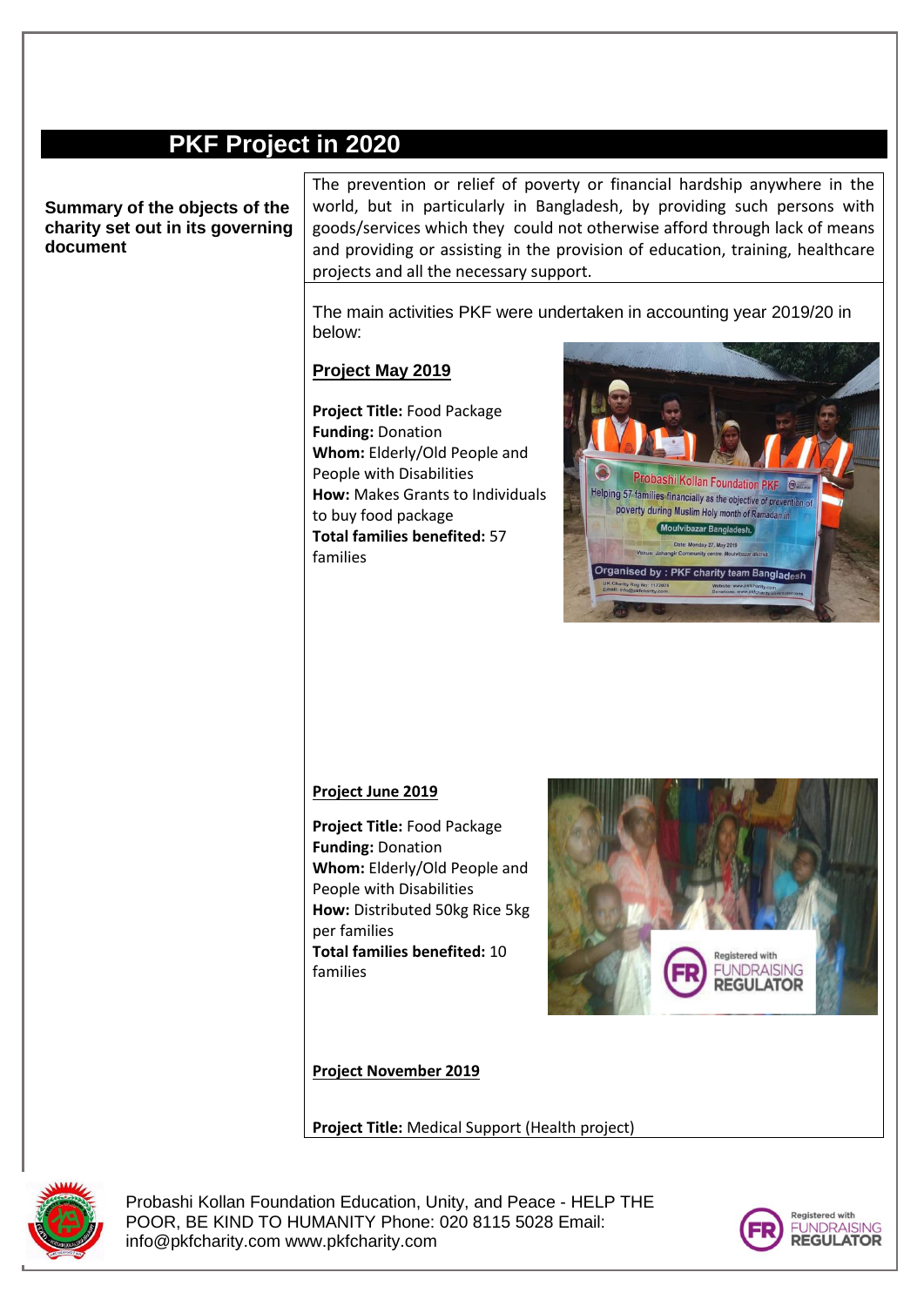# PKF Project in 2020

| **Summary of the objects of the charity set out in its governing document** | The prevention or relief of poverty or financial hardship anywhere in the world, but in particularly in Bangladesh, by providing such persons with goods/services which they could not otherwise afford through lack of means and providing or assisting in the provision of education, training, healthcare projects and all the necessary support. |
|---|---|

The main activities PKF were undertaken in accounting year 2019/20 in below:

## Project May 2019

**Project Title:** Food Package
**Funding:** Donation
**Whom:** Elderly/Old People and People with Disabilities
**How:** Makes Grants to Individuals to buy food package
**Total families benefited:** 57 families

## Project June 2019

**Project Title:** Food Package
**Funding:** Donation
**Whom:** Elderly/Old People and People with Disabilities
**How:** Distributed 50kg Rice 5kg per families
**Total families benefited:** 10 families

## Project November 2019

**Project Title:** Medical Support (Health project)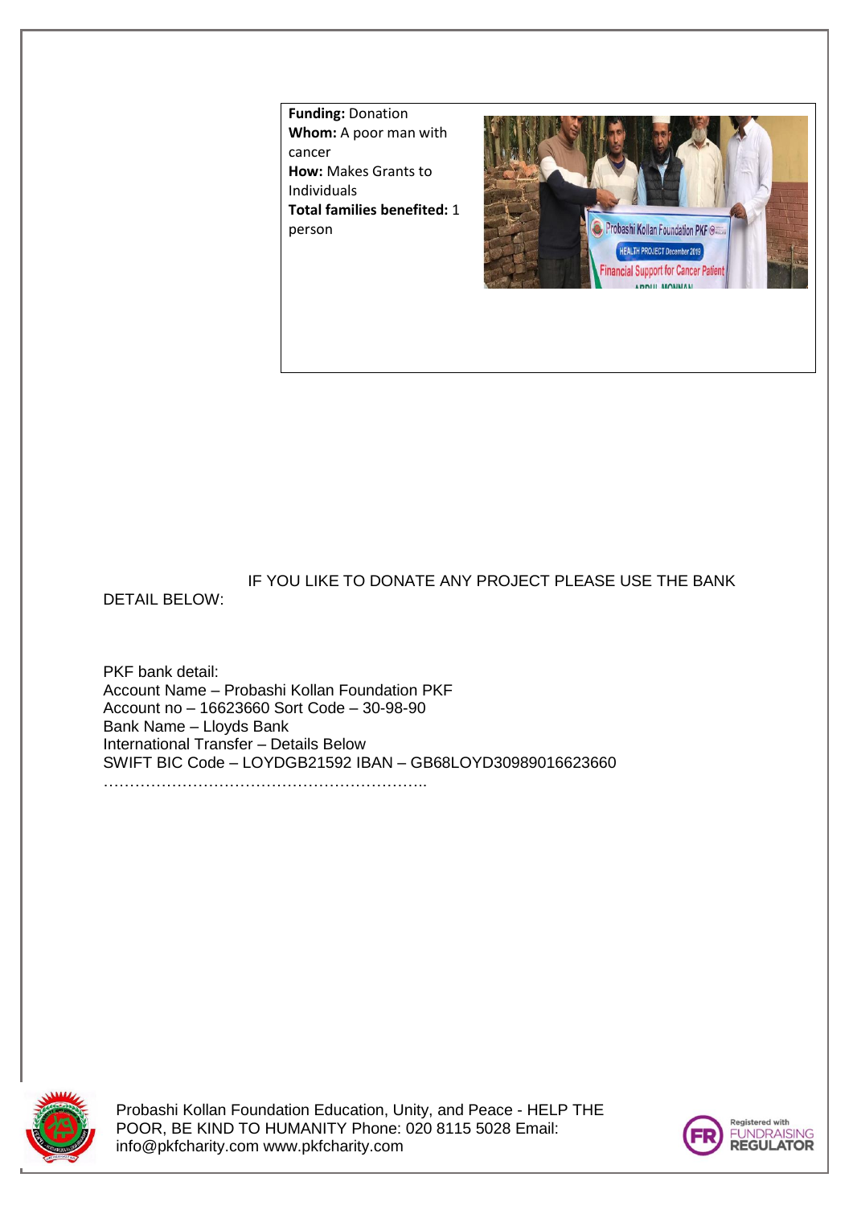**Funding:** Donation
**Whom:** A poor man with cancer
**How:** Makes Grants to Individuals
**Total families benefited:** 1 person

IF YOU LIKE TO DONATE ANY PROJECT PLEASE USE THE BANK DETAIL BELOW:

PKF bank detail:
Account Name – Probashi Kollan Foundation PKF
Account no – 16623660 Sort Code – 30-98-90
Bank Name – Lloyds Bank
International Transfer – Details Below
SWIFT BIC Code – LOYDGB21592 IBAN – GB68LOYD30989016623660
…………………………………………………..

Probashi Kollan Foundation Education, Unity, and Peace - HELP THE POOR, BE KIND TO HUMANITY Phone: 020 8115 5028 Email: info@pkfcharity.com www.pkfcharity.com